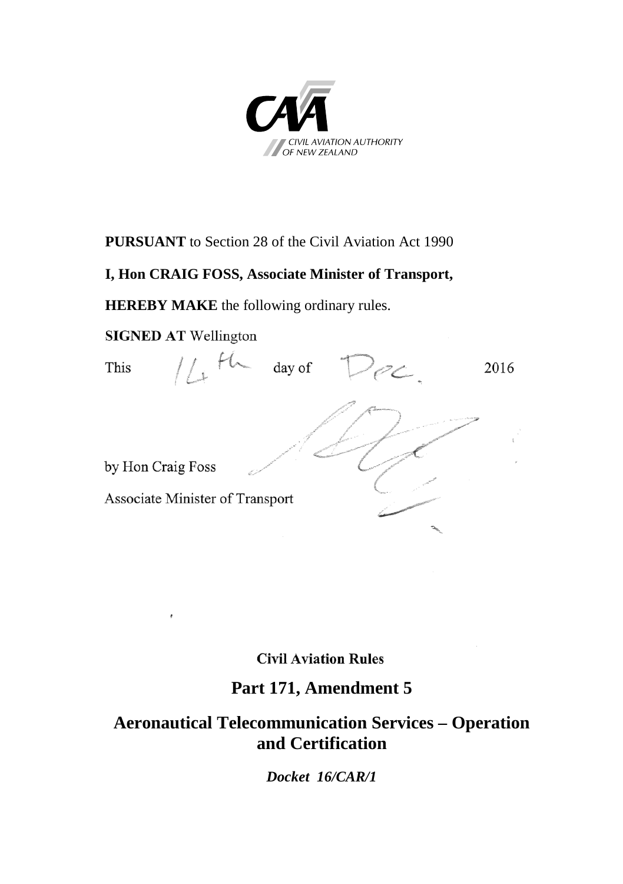CIVIL AVIATION AUTHORITY OF NEW ZEALAND

**PURSUANT** to Section 28 of the Civil Aviation Act 1990

**I, Hon CRAIG FOSS, Associate Minister of Transport,**

**HEREBY MAKE** the following ordinary rules.

**SIGNED AT** Wellington

This 14th day of Dec. 2016

by Hon Craig Foss

Associate Minister of Transport

**Civil Aviation Rules**

# Part 171, Amendment 5

# Aeronautical Telecommunication Services – Operation and Certification

***Docket 16/CAR/1***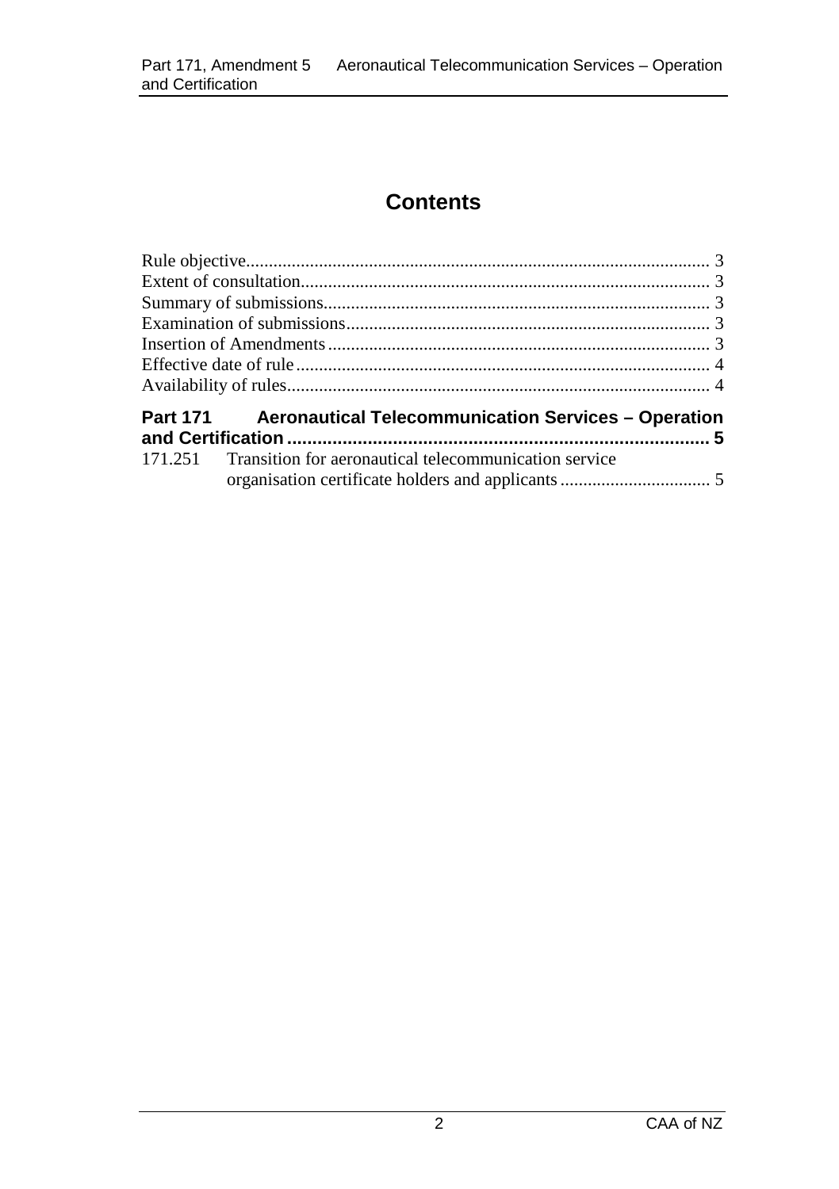# Contents

Rule objective..................................................................................................... 3
Extent of consultation......................................................................................... 3
Summary of submissions.................................................................................... 3
Examination of submissions............................................................................... 3
Insertion of Amendments................................................................................... 3
Effective date of rule.......................................................................................... 4
Availability of rules............................................................................................ 4

**Part 171 Aeronautical Telecommunication Services – Operation and Certification ..................................................................................... 5**

171.251 Transition for aeronautical telecommunication service organisation certificate holders and applicants................................. 5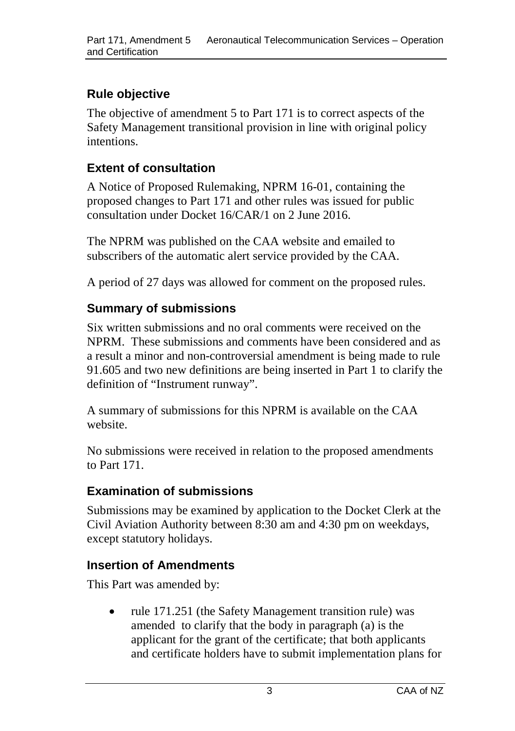## Rule objective

The objective of amendment 5 to Part 171 is to correct aspects of the Safety Management transitional provision in line with original policy intentions.

## Extent of consultation

A Notice of Proposed Rulemaking, NPRM 16-01, containing the proposed changes to Part 171 and other rules was issued for public consultation under Docket 16/CAR/1 on 2 June 2016.

The NPRM was published on the CAA website and emailed to subscribers of the automatic alert service provided by the CAA.

A period of 27 days was allowed for comment on the proposed rules.

## Summary of submissions

Six written submissions and no oral comments were received on the NPRM. These submissions and comments have been considered and as a result a minor and non-controversial amendment is being made to rule 91.605 and two new definitions are being inserted in Part 1 to clarify the definition of "Instrument runway".

A summary of submissions for this NPRM is available on the CAA website.

No submissions were received in relation to the proposed amendments to Part 171.

## Examination of submissions

Submissions may be examined by application to the Docket Clerk at the Civil Aviation Authority between 8:30 am and 4:30 pm on weekdays, except statutory holidays.

## Insertion of Amendments

This Part was amended by:

- rule 171.251 (the Safety Management transition rule) was amended to clarify that the body in paragraph (a) is the applicant for the grant of the certificate; that both applicants and certificate holders have to submit implementation plans for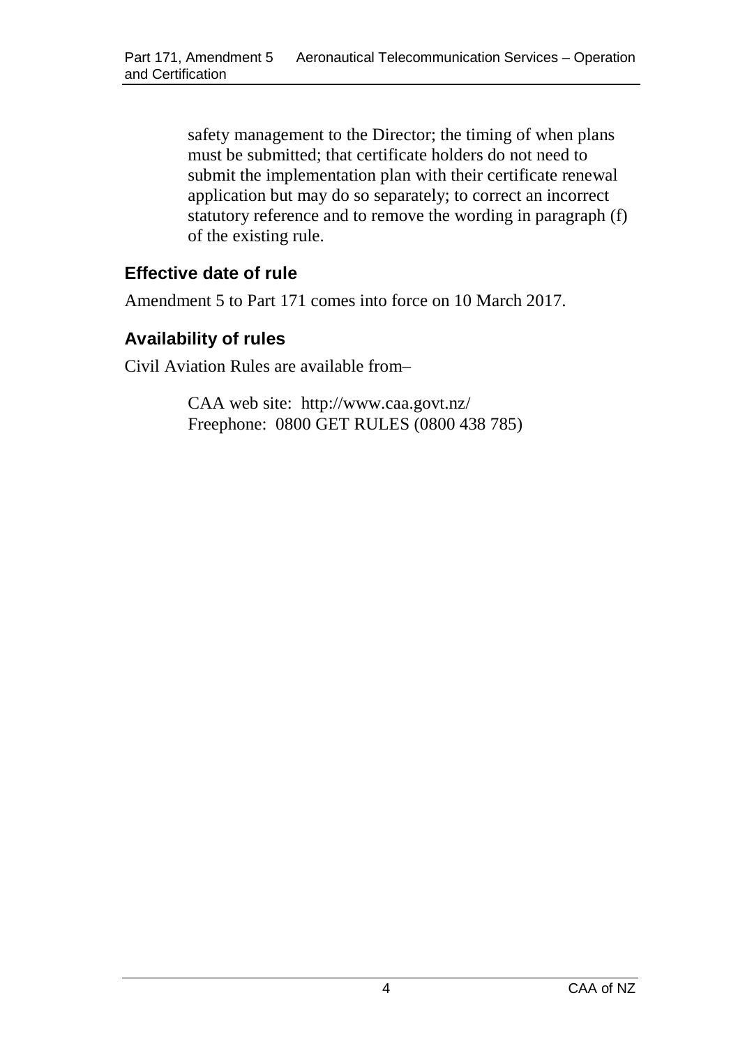safety management to the Director; the timing of when plans must be submitted; that certificate holders do not need to submit the implementation plan with their certificate renewal application but may do so separately; to correct an incorrect statutory reference and to remove the wording in paragraph (f) of the existing rule.

## Effective date of rule

Amendment 5 to Part 171 comes into force on 10 March 2017.

## Availability of rules

Civil Aviation Rules are available from–

CAA web site: http://www.caa.govt.nz/
Freephone: 0800 GET RULES (0800 438 785)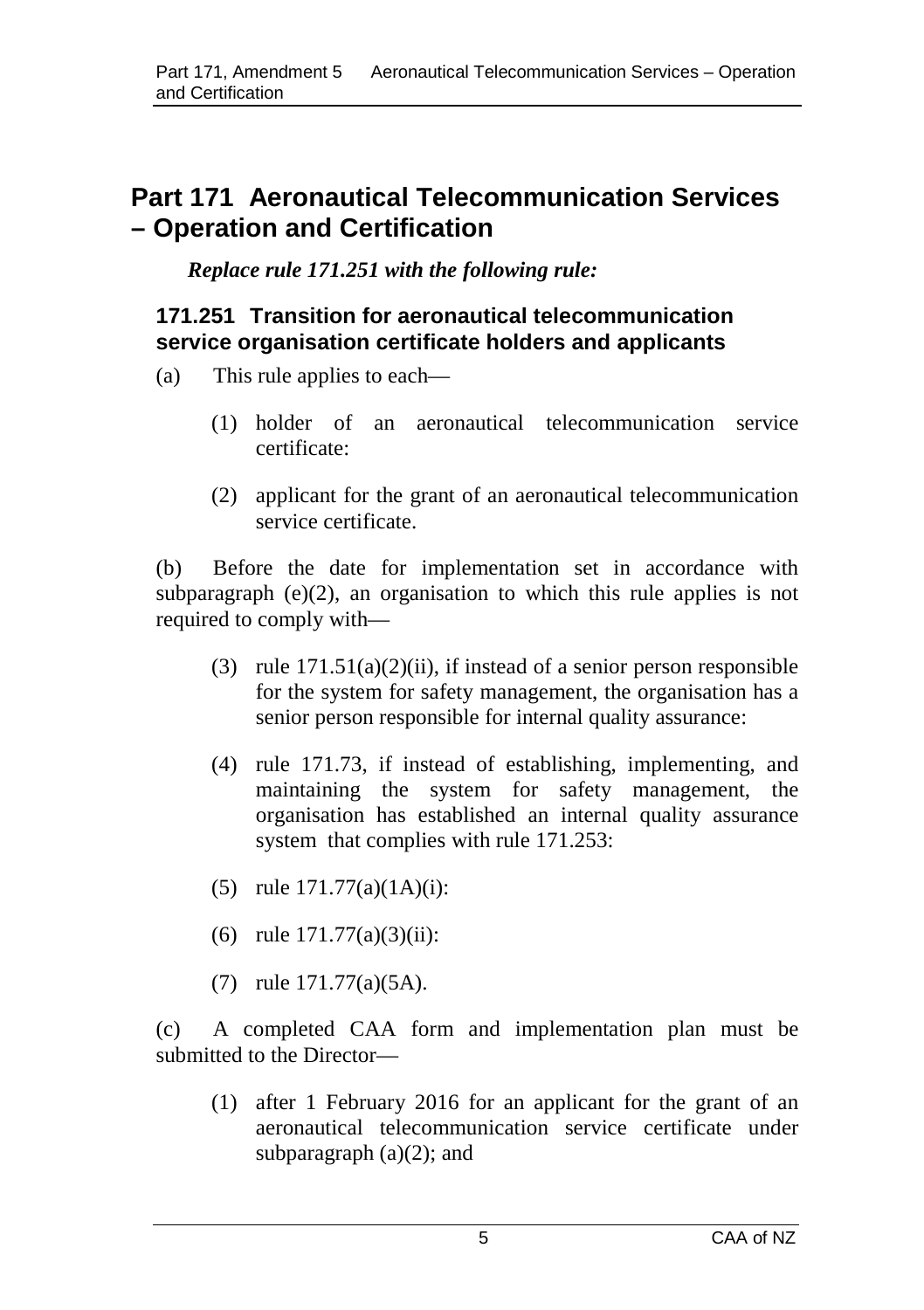# Part 171 Aeronautical Telecommunication Services – Operation and Certification

***Replace rule 171.251 with the following rule:***

### 171.251 Transition for aeronautical telecommunication service organisation certificate holders and applicants

(a) This rule applies to each—

(1) holder of an aeronautical telecommunication service certificate:

(2) applicant for the grant of an aeronautical telecommunication service certificate.

(b) Before the date for implementation set in accordance with subparagraph (e)(2), an organisation to which this rule applies is not required to comply with—

(3) rule 171.51(a)(2)(ii), if instead of a senior person responsible for the system for safety management, the organisation has a senior person responsible for internal quality assurance:

(4) rule 171.73, if instead of establishing, implementing, and maintaining the system for safety management, the organisation has established an internal quality assurance system that complies with rule 171.253:

(5) rule 171.77(a)(1A)(i):

(6) rule 171.77(a)(3)(ii):

(7) rule 171.77(a)(5A).

(c) A completed CAA form and implementation plan must be submitted to the Director—

(1) after 1 February 2016 for an applicant for the grant of an aeronautical telecommunication service certificate under subparagraph (a)(2); and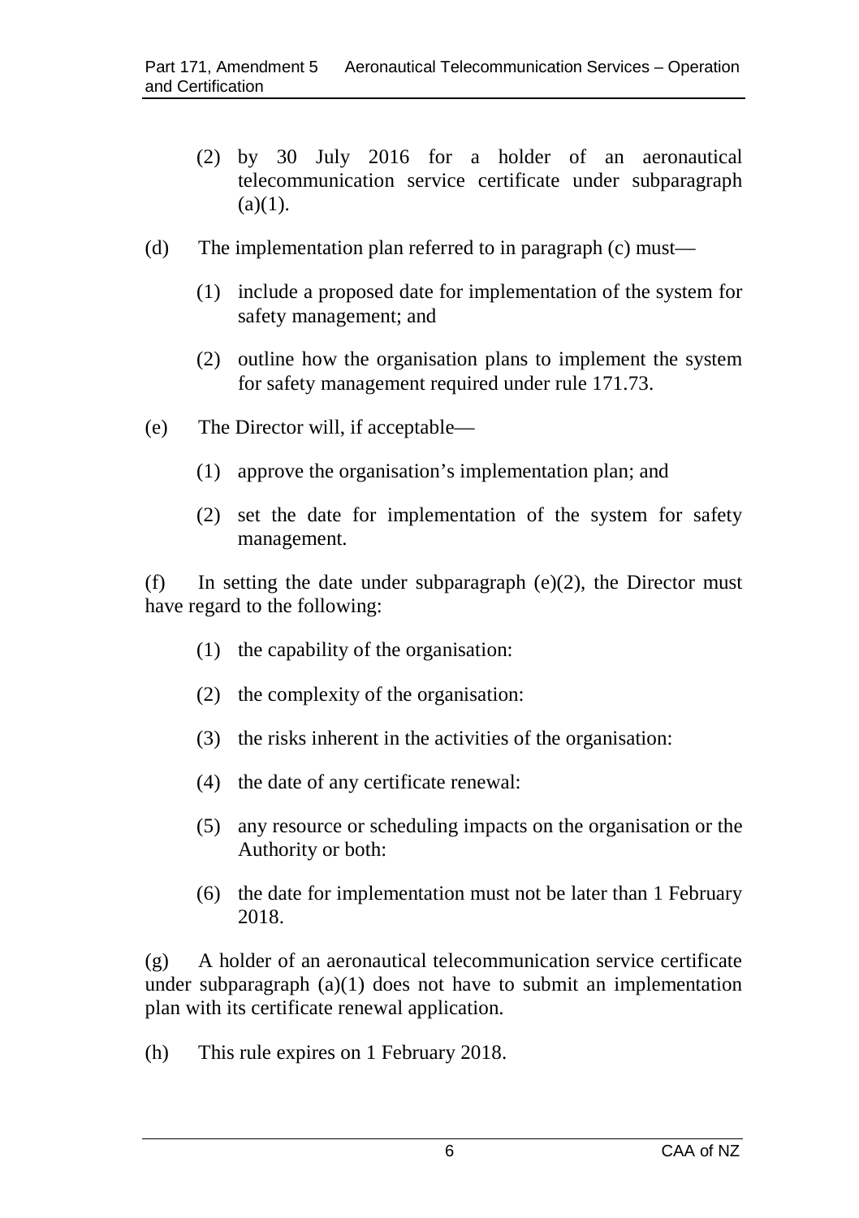(2) by 30 July 2016 for a holder of an aeronautical telecommunication service certificate under subparagraph (a)(1).

(d) The implementation plan referred to in paragraph (c) must—

(1) include a proposed date for implementation of the system for safety management; and

(2) outline how the organisation plans to implement the system for safety management required under rule 171.73.

(e) The Director will, if acceptable—

(1) approve the organisation's implementation plan; and

(2) set the date for implementation of the system for safety management.

(f) In setting the date under subparagraph (e)(2), the Director must have regard to the following:

(1) the capability of the organisation:

(2) the complexity of the organisation:

(3) the risks inherent in the activities of the organisation:

(4) the date of any certificate renewal:

(5) any resource or scheduling impacts on the organisation or the Authority or both:

(6) the date for implementation must not be later than 1 February 2018.

(g) A holder of an aeronautical telecommunication service certificate under subparagraph (a)(1) does not have to submit an implementation plan with its certificate renewal application.

(h) This rule expires on 1 February 2018.